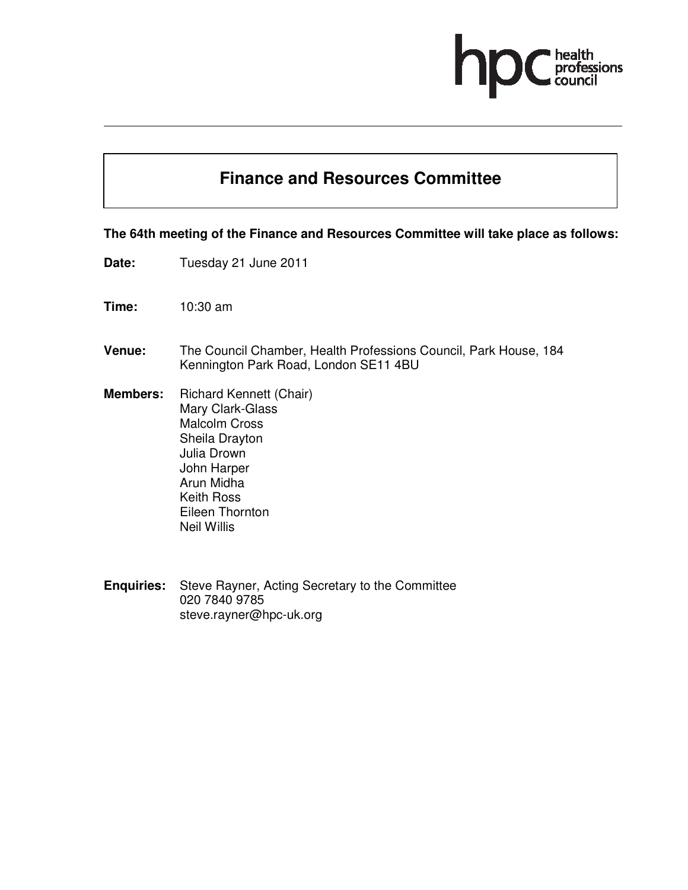hpc health professions council

# Finance and Resources Committee

**The 64th meeting of the Finance and Resources Committee will take place as follows:**

**Date:** Tuesday 21 June 2011

**Time:** 10:30 am

**Venue:** The Council Chamber, Health Professions Council, Park House, 184 Kennington Park Road, London SE11 4BU

**Members:** Richard Kennett (Chair)
Mary Clark-Glass
Malcolm Cross
Sheila Drayton
Julia Drown
John Harper
Arun Midha
Keith Ross
Eileen Thornton
Neil Willis

**Enquiries:** Steve Rayner, Acting Secretary to the Committee
020 7840 9785
steve.rayner@hpc-uk.org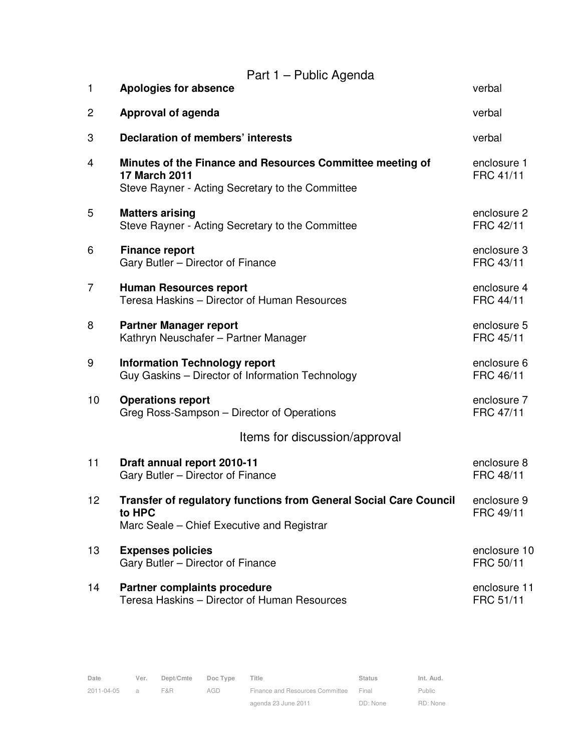## Part 1 – Public Agenda

| | | |
|---|---|---|
| 1 | **Apologies for absence** | verbal |
| 2 | **Approval of agenda** | verbal |
| 3 | **Declaration of members' interests** | verbal |
| 4 | **Minutes of the Finance and Resources Committee meeting of 17 March 2011**<br>Steve Rayner - Acting Secretary to the Committee | enclosure 1<br>FRC 41/11 |
| 5 | **Matters arising**<br>Steve Rayner - Acting Secretary to the Committee | enclosure 2<br>FRC 42/11 |
| 6 | **Finance report**<br>Gary Butler – Director of Finance | enclosure 3<br>FRC 43/11 |
| 7 | **Human Resources report**<br>Teresa Haskins – Director of Human Resources | enclosure 4<br>FRC 44/11 |
| 8 | **Partner Manager report**<br>Kathryn Neuschafer – Partner Manager | enclosure 5<br>FRC 45/11 |
| 9 | **Information Technology report**<br>Guy Gaskins – Director of Information Technology | enclosure 6<br>FRC 46/11 |
| 10 | **Operations report**<br>Greg Ross-Sampson – Director of Operations | enclosure 7<br>FRC 47/11 |

## Items for discussion/approval

| | | |
|---|---|---|
| 11 | **Draft annual report 2010-11**<br>Gary Butler – Director of Finance | enclosure 8<br>FRC 48/11 |
| 12 | **Transfer of regulatory functions from General Social Care Council to HPC**<br>Marc Seale – Chief Executive and Registrar | enclosure 9<br>FRC 49/11 |
| 13 | **Expenses policies**<br>Gary Butler – Director of Finance | enclosure 10<br>FRC 50/11 |
| 14 | **Partner complaints procedure**<br>Teresa Haskins – Director of Human Resources | enclosure 11<br>FRC 51/11 |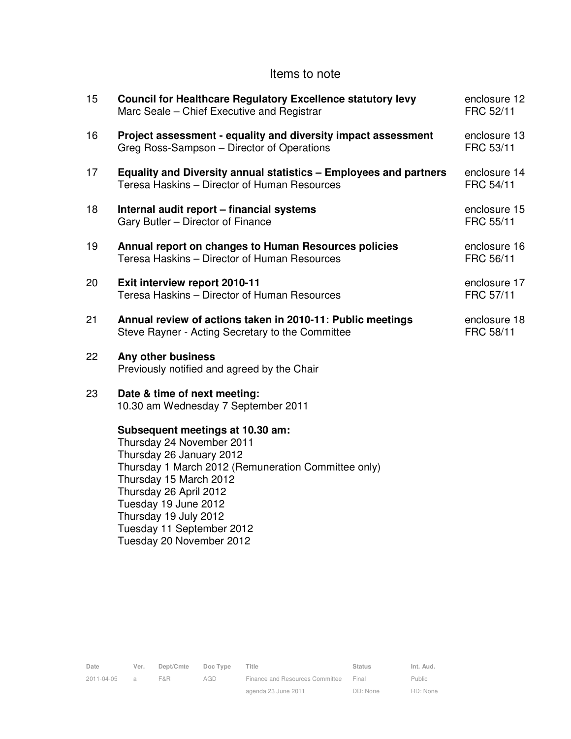## Items to note

| | | |
|---|---|---|
| 15 | **Council for Healthcare Regulatory Excellence statutory levy**<br>Marc Seale – Chief Executive and Registrar | enclosure 12<br>FRC 52/11 |
| 16 | **Project assessment - equality and diversity impact assessment**<br>Greg Ross-Sampson – Director of Operations | enclosure 13<br>FRC 53/11 |
| 17 | **Equality and Diversity annual statistics – Employees and partners**<br>Teresa Haskins – Director of Human Resources | enclosure 14<br>FRC 54/11 |
| 18 | **Internal audit report – financial systems**<br>Gary Butler – Director of Finance | enclosure 15<br>FRC 55/11 |
| 19 | **Annual report on changes to Human Resources policies**<br>Teresa Haskins – Director of Human Resources | enclosure 16<br>FRC 56/11 |
| 20 | **Exit interview report 2010-11**<br>Teresa Haskins – Director of Human Resources | enclosure 17<br>FRC 57/11 |
| 21 | **Annual review of actions taken in 2010-11: Public meetings**<br>Steve Rayner - Acting Secretary to the Committee | enclosure 18<br>FRC 58/11 |
| 22 | **Any other business**<br>Previously notified and agreed by the Chair | |
| 23 | **Date & time of next meeting:**<br>10.30 am Wednesday 7 September 2011 | |

**Subsequent meetings at 10.30 am:**
Thursday 24 November 2011
Thursday 26 January 2012
Thursday 1 March 2012 (Remuneration Committee only)
Thursday 15 March 2012
Thursday 26 April 2012
Tuesday 19 June 2012
Thursday 19 July 2012
Tuesday 11 September 2012
Tuesday 20 November 2012

| Date | Ver. | Dept/Cmte | Doc Type | Title | Status | Int. Aud. |
|---|---|---|---|---|---|---|
| 2011-04-05 | a | F&R | AGD | Finance and Resources Committee agenda 23 June 2011 | Final<br>DD: None | Public<br>RD: None |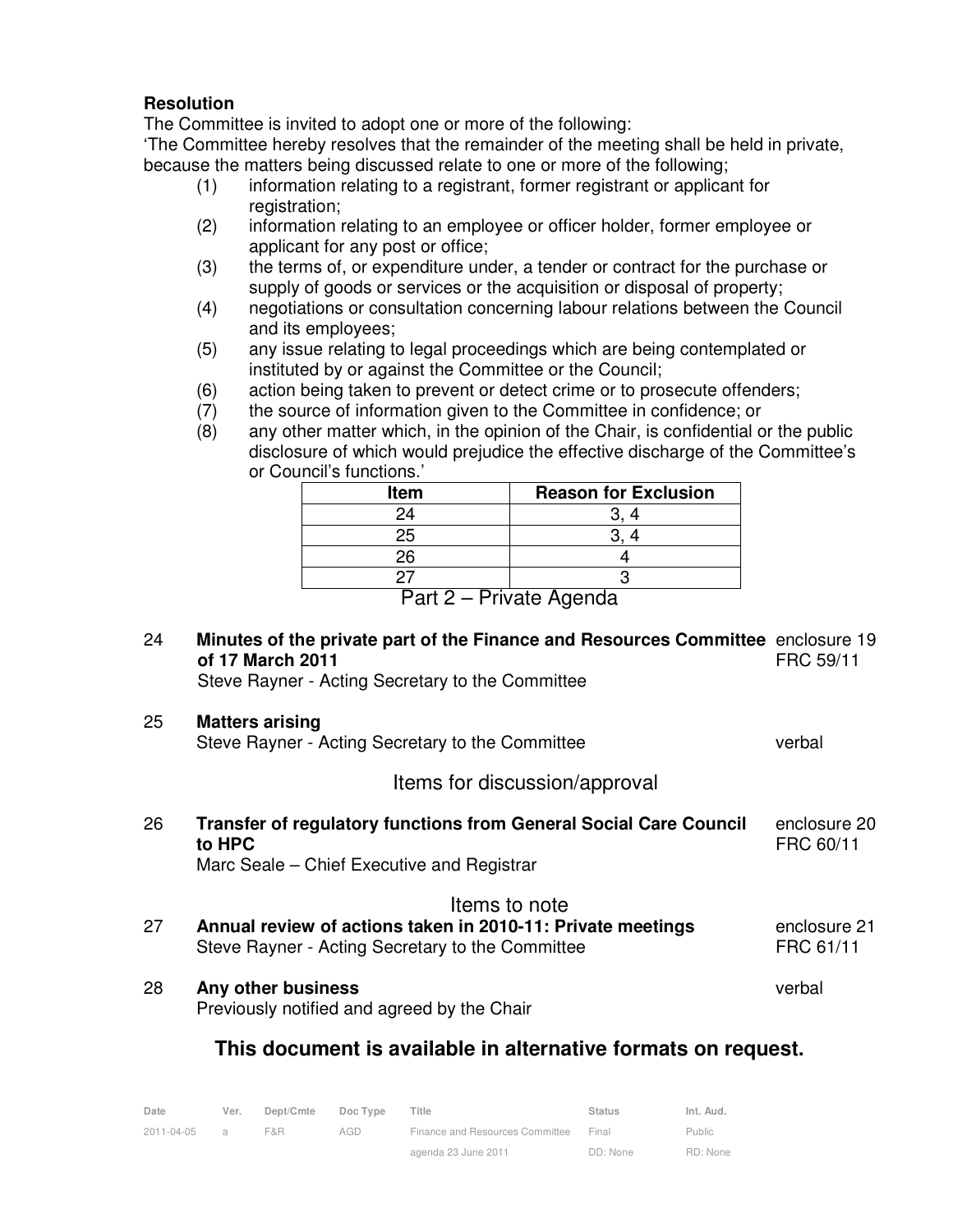**Resolution**

The Committee is invited to adopt one or more of the following:

'The Committee hereby resolves that the remainder of the meeting shall be held in private, because the matters being discussed relate to one or more of the following;

(1) information relating to a registrant, former registrant or applicant for registration;
(2) information relating to an employee or officer holder, former employee or applicant for any post or office;
(3) the terms of, or expenditure under, a tender or contract for the purchase or supply of goods or services or the acquisition or disposal of property;
(4) negotiations or consultation concerning labour relations between the Council and its employees;
(5) any issue relating to legal proceedings which are being contemplated or instituted by or against the Committee or the Council;
(6) action being taken to prevent or detect crime or to prosecute offenders;
(7) the source of information given to the Committee in confidence; or
(8) any other matter which, in the opinion of the Chair, is confidential or the public disclosure of which would prejudice the effective discharge of the Committee's or Council's functions.'

| Item | Reason for Exclusion |
|---|---|
| 24 | 3, 4 |
| 25 | 3, 4 |
| 26 | 4 |
| 27 | 3 |

## Part 2 – Private Agenda

**24 Minutes of the private part of the Finance and Resources Committee of 17 March 2011** — enclosure 19, FRC 59/11
Steve Rayner - Acting Secretary to the Committee

**25 Matters arising** — verbal
Steve Rayner - Acting Secretary to the Committee

### Items for discussion/approval

**26 Transfer of regulatory functions from General Social Care Council to HPC** — enclosure 20, FRC 60/11
Marc Seale – Chief Executive and Registrar

### Items to note

**27 Annual review of actions taken in 2010-11: Private meetings** — enclosure 21, FRC 61/11
Steve Rayner - Acting Secretary to the Committee

**28 Any other business** — verbal
Previously notified and agreed by the Chair

**This document is available in alternative formats on request.**